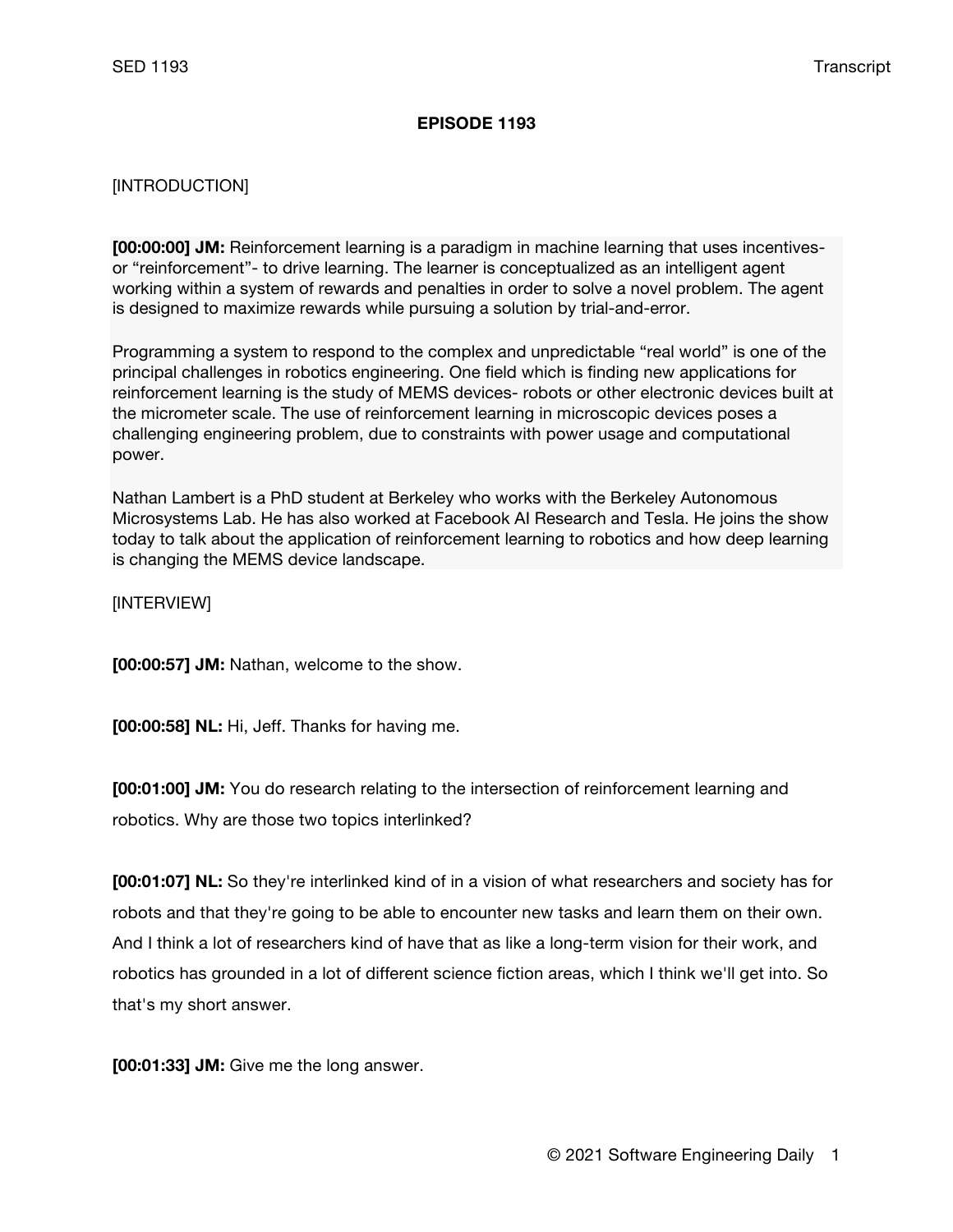**EPISODE 1193**

[INTRODUCTION]

**[00:00:00] JM:** Reinforcement learning is a paradigm in machine learning that uses incentives- or "reinforcement"- to drive learning. The learner is conceptualized as an intelligent agent working within a system of rewards and penalties in order to solve a novel problem. The agent is designed to maximize rewards while pursuing a solution by trial-and-error.

Programming a system to respond to the complex and unpredictable "real world" is one of the principal challenges in robotics engineering. One field which is finding new applications for reinforcement learning is the study of MEMS devices- robots or other electronic devices built at the micrometer scale. The use of reinforcement learning in microscopic devices poses a challenging engineering problem, due to constraints with power usage and computational power.

Nathan Lambert is a PhD student at Berkeley who works with the Berkeley Autonomous Microsystems Lab. He has also worked at Facebook AI Research and Tesla. He joins the show today to talk about the application of reinforcement learning to robotics and how deep learning is changing the MEMS device landscape.

[INTERVIEW]

**[00:00:57] JM:** Nathan, welcome to the show.

**[00:00:58] NL:** Hi, Jeff. Thanks for having me.

**[00:01:00] JM:** You do research relating to the intersection of reinforcement learning and robotics. Why are those two topics interlinked?

**[00:01:07] NL:** So they're interlinked kind of in a vision of what researchers and society has for robots and that they're going to be able to encounter new tasks and learn them on their own. And I think a lot of researchers kind of have that as like a long-term vision for their work, and robotics has grounded in a lot of different science fiction areas, which I think we'll get into. So that's my short answer.

**[00:01:33] JM:** Give me the long answer.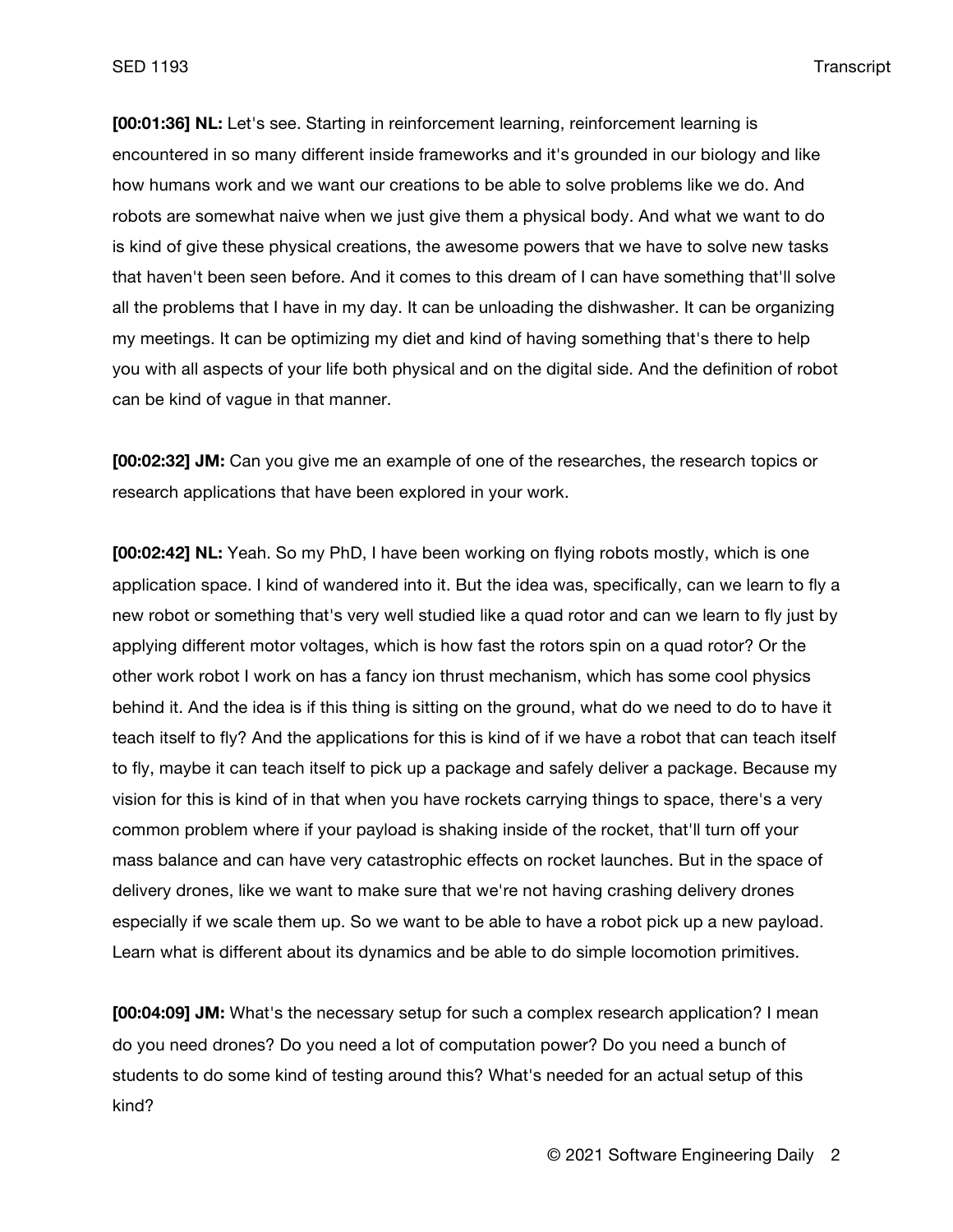**[00:01:36] NL:** Let's see. Starting in reinforcement learning, reinforcement learning is encountered in so many different inside frameworks and it's grounded in our biology and like how humans work and we want our creations to be able to solve problems like we do. And robots are somewhat naive when we just give them a physical body. And what we want to do is kind of give these physical creations, the awesome powers that we have to solve new tasks that haven't been seen before. And it comes to this dream of I can have something that'll solve all the problems that I have in my day. It can be unloading the dishwasher. It can be organizing my meetings. It can be optimizing my diet and kind of having something that's there to help you with all aspects of your life both physical and on the digital side. And the definition of robot can be kind of vague in that manner.

**[00:02:32] JM:** Can you give me an example of one of the researches, the research topics or research applications that have been explored in your work.

**[00:02:42] NL:** Yeah. So my PhD, I have been working on flying robots mostly, which is one application space. I kind of wandered into it. But the idea was, specifically, can we learn to fly a new robot or something that's very well studied like a quad rotor and can we learn to fly just by applying different motor voltages, which is how fast the rotors spin on a quad rotor? Or the other work robot I work on has a fancy ion thrust mechanism, which has some cool physics behind it. And the idea is if this thing is sitting on the ground, what do we need to do to have it teach itself to fly? And the applications for this is kind of if we have a robot that can teach itself to fly, maybe it can teach itself to pick up a package and safely deliver a package. Because my vision for this is kind of in that when you have rockets carrying things to space, there's a very common problem where if your payload is shaking inside of the rocket, that'll turn off your mass balance and can have very catastrophic effects on rocket launches. But in the space of delivery drones, like we want to make sure that we're not having crashing delivery drones especially if we scale them up. So we want to be able to have a robot pick up a new payload. Learn what is different about its dynamics and be able to do simple locomotion primitives.

**[00:04:09] JM:** What's the necessary setup for such a complex research application? I mean do you need drones? Do you need a lot of computation power? Do you need a bunch of students to do some kind of testing around this? What's needed for an actual setup of this kind?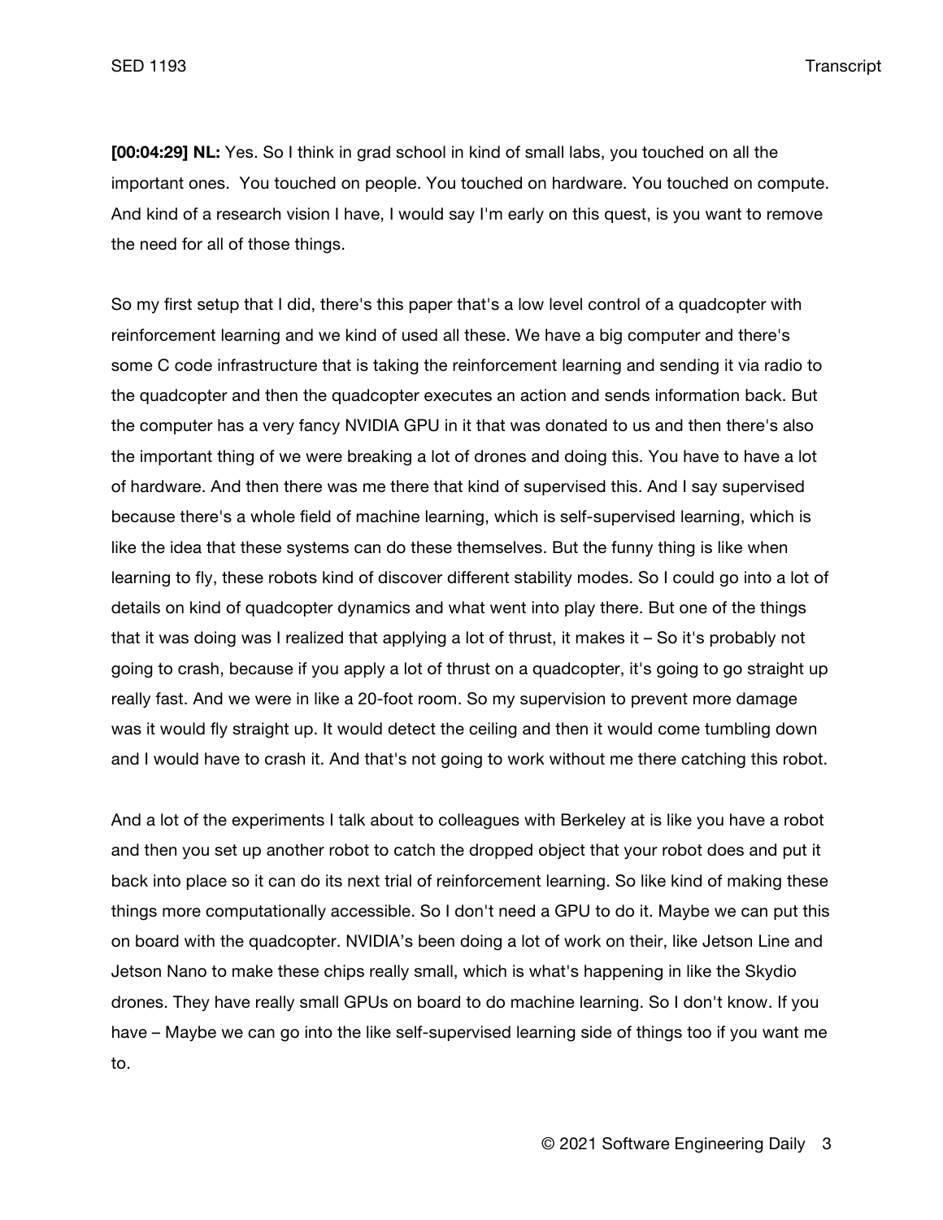**[00:04:29] NL:** Yes. So I think in grad school in kind of small labs, you touched on all the important ones.  You touched on people. You touched on hardware. You touched on compute. And kind of a research vision I have, I would say I'm early on this quest, is you want to remove the need for all of those things.

So my first setup that I did, there's this paper that's a low level control of a quadcopter with reinforcement learning and we kind of used all these. We have a big computer and there's some C code infrastructure that is taking the reinforcement learning and sending it via radio to the quadcopter and then the quadcopter executes an action and sends information back. But the computer has a very fancy NVIDIA GPU in it that was donated to us and then there's also the important thing of we were breaking a lot of drones and doing this. You have to have a lot of hardware. And then there was me there that kind of supervised this. And I say supervised because there's a whole field of machine learning, which is self-supervised learning, which is like the idea that these systems can do these themselves. But the funny thing is like when learning to fly, these robots kind of discover different stability modes. So I could go into a lot of details on kind of quadcopter dynamics and what went into play there. But one of the things that it was doing was I realized that applying a lot of thrust, it makes it – So it's probably not going to crash, because if you apply a lot of thrust on a quadcopter, it's going to go straight up really fast. And we were in like a 20-foot room. So my supervision to prevent more damage was it would fly straight up. It would detect the ceiling and then it would come tumbling down and I would have to crash it. And that's not going to work without me there catching this robot.

And a lot of the experiments I talk about to colleagues with Berkeley at is like you have a robot and then you set up another robot to catch the dropped object that your robot does and put it back into place so it can do its next trial of reinforcement learning. So like kind of making these things more computationally accessible. So I don't need a GPU to do it. Maybe we can put this on board with the quadcopter. NVIDIA's been doing a lot of work on their, like Jetson Line and Jetson Nano to make these chips really small, which is what's happening in like the Skydio drones. They have really small GPUs on board to do machine learning. So I don't know. If you have – Maybe we can go into the like self-supervised learning side of things too if you want me to.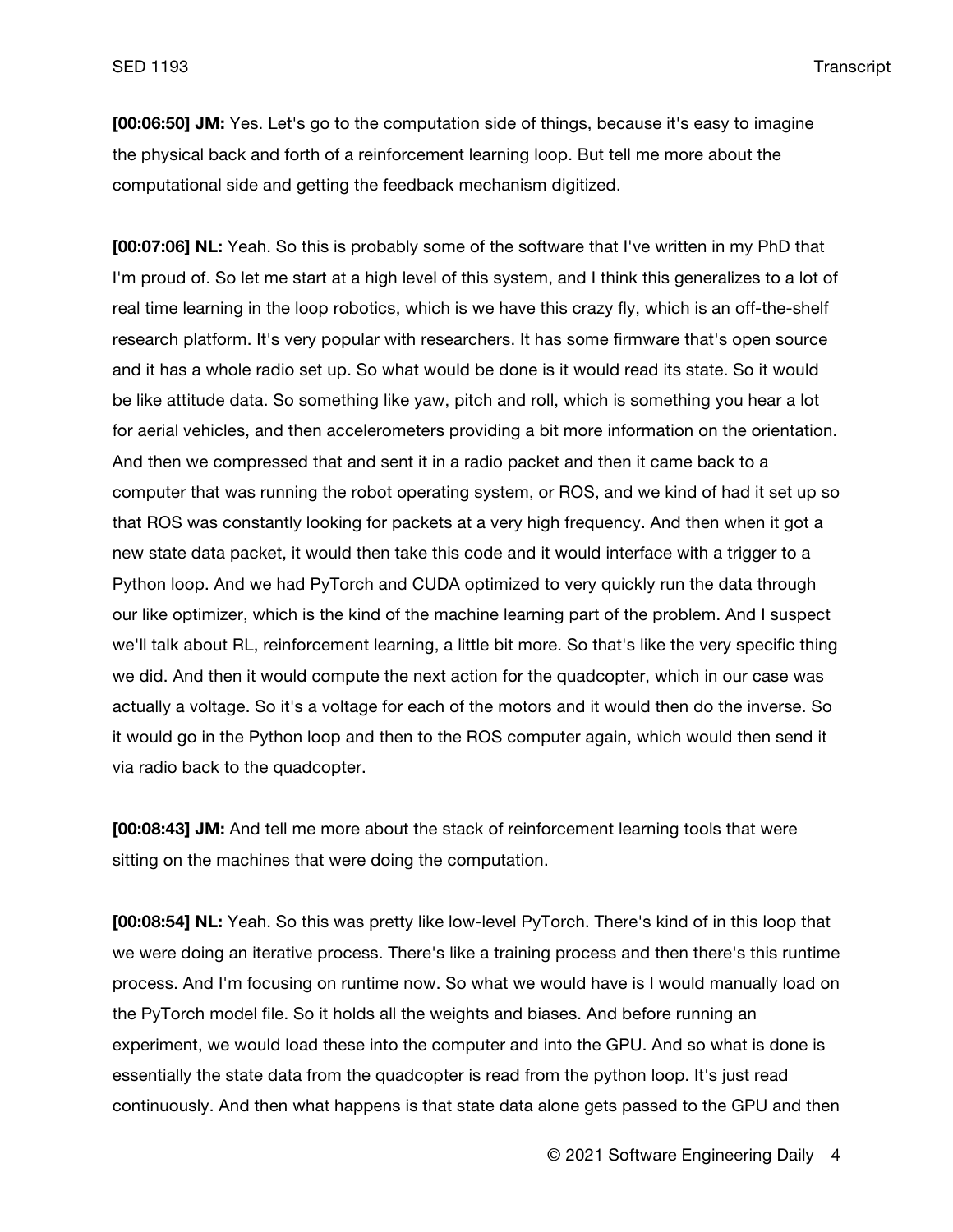**[00:06:50] JM:** Yes. Let's go to the computation side of things, because it's easy to imagine the physical back and forth of a reinforcement learning loop. But tell me more about the computational side and getting the feedback mechanism digitized.

**[00:07:06] NL:** Yeah. So this is probably some of the software that I've written in my PhD that I'm proud of. So let me start at a high level of this system, and I think this generalizes to a lot of real time learning in the loop robotics, which is we have this crazy fly, which is an off-the-shelf research platform. It's very popular with researchers. It has some firmware that's open source and it has a whole radio set up. So what would be done is it would read its state. So it would be like attitude data. So something like yaw, pitch and roll, which is something you hear a lot for aerial vehicles, and then accelerometers providing a bit more information on the orientation. And then we compressed that and sent it in a radio packet and then it came back to a computer that was running the robot operating system, or ROS, and we kind of had it set up so that ROS was constantly looking for packets at a very high frequency. And then when it got a new state data packet, it would then take this code and it would interface with a trigger to a Python loop. And we had PyTorch and CUDA optimized to very quickly run the data through our like optimizer, which is the kind of the machine learning part of the problem. And I suspect we'll talk about RL, reinforcement learning, a little bit more. So that's like the very specific thing we did. And then it would compute the next action for the quadcopter, which in our case was actually a voltage. So it's a voltage for each of the motors and it would then do the inverse. So it would go in the Python loop and then to the ROS computer again, which would then send it via radio back to the quadcopter.

**[00:08:43] JM:** And tell me more about the stack of reinforcement learning tools that were sitting on the machines that were doing the computation.

**[00:08:54] NL:** Yeah. So this was pretty like low-level PyTorch. There's kind of in this loop that we were doing an iterative process. There's like a training process and then there's this runtime process. And I'm focusing on runtime now. So what we would have is I would manually load on the PyTorch model file. So it holds all the weights and biases. And before running an experiment, we would load these into the computer and into the GPU. And so what is done is essentially the state data from the quadcopter is read from the python loop. It's just read continuously. And then what happens is that state data alone gets passed to the GPU and then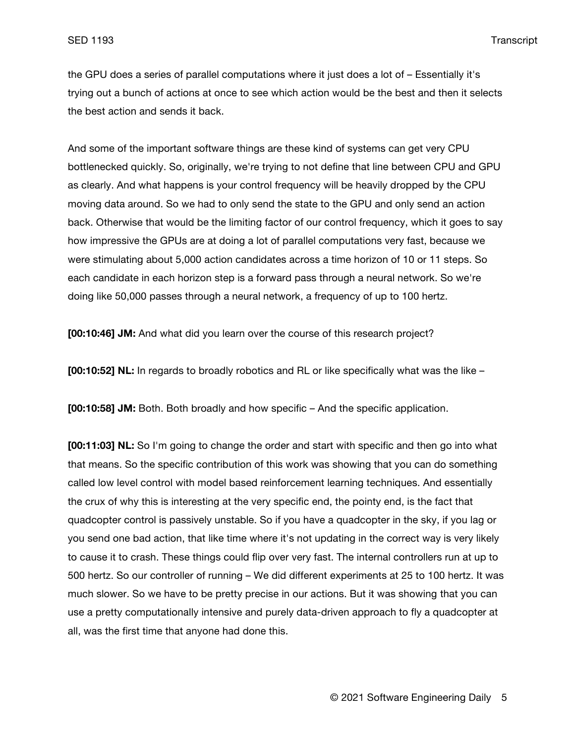the GPU does a series of parallel computations where it just does a lot of – Essentially it's trying out a bunch of actions at once to see which action would be the best and then it selects the best action and sends it back.

And some of the important software things are these kind of systems can get very CPU bottlenecked quickly. So, originally, we're trying to not define that line between CPU and GPU as clearly. And what happens is your control frequency will be heavily dropped by the CPU moving data around. So we had to only send the state to the GPU and only send an action back. Otherwise that would be the limiting factor of our control frequency, which it goes to say how impressive the GPUs are at doing a lot of parallel computations very fast, because we were stimulating about 5,000 action candidates across a time horizon of 10 or 11 steps. So each candidate in each horizon step is a forward pass through a neural network. So we're doing like 50,000 passes through a neural network, a frequency of up to 100 hertz.

**[00:10:46] JM:** And what did you learn over the course of this research project?

**[00:10:52] NL:** In regards to broadly robotics and RL or like specifically what was the like –

**[00:10:58] JM:** Both. Both broadly and how specific – And the specific application.

**[00:11:03] NL:** So I'm going to change the order and start with specific and then go into what that means. So the specific contribution of this work was showing that you can do something called low level control with model based reinforcement learning techniques. And essentially the crux of why this is interesting at the very specific end, the pointy end, is the fact that quadcopter control is passively unstable. So if you have a quadcopter in the sky, if you lag or you send one bad action, that like time where it's not updating in the correct way is very likely to cause it to crash. These things could flip over very fast. The internal controllers run at up to 500 hertz. So our controller of running – We did different experiments at 25 to 100 hertz. It was much slower. So we have to be pretty precise in our actions. But it was showing that you can use a pretty computationally intensive and purely data-driven approach to fly a quadcopter at all, was the first time that anyone had done this.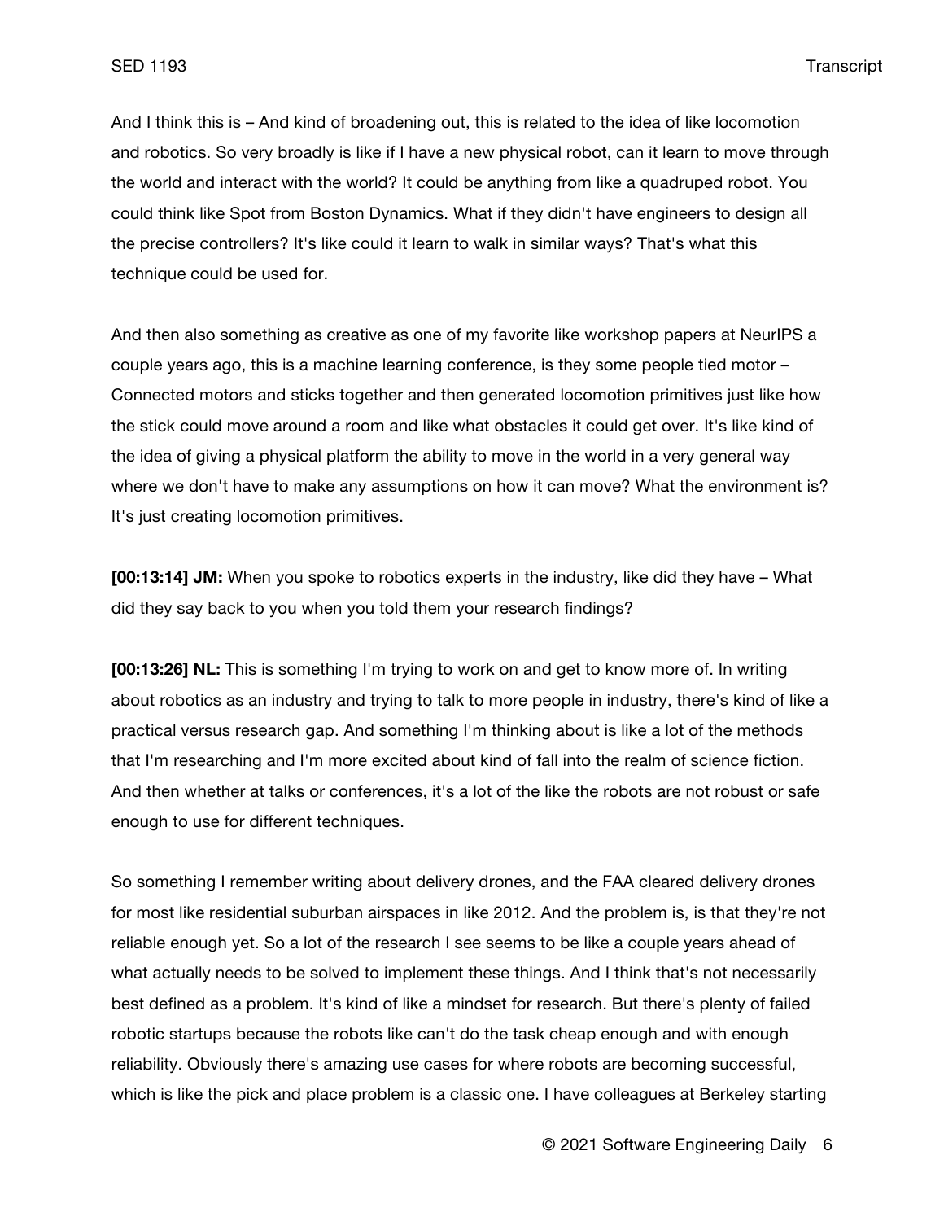And I think this is – And kind of broadening out, this is related to the idea of like locomotion and robotics. So very broadly is like if I have a new physical robot, can it learn to move through the world and interact with the world? It could be anything from like a quadruped robot. You could think like Spot from Boston Dynamics. What if they didn't have engineers to design all the precise controllers? It's like could it learn to walk in similar ways? That's what this technique could be used for.

And then also something as creative as one of my favorite like workshop papers at NeurIPS a couple years ago, this is a machine learning conference, is they some people tied motor – Connected motors and sticks together and then generated locomotion primitives just like how the stick could move around a room and like what obstacles it could get over. It's like kind of the idea of giving a physical platform the ability to move in the world in a very general way where we don't have to make any assumptions on how it can move? What the environment is? It's just creating locomotion primitives.

**[00:13:14] JM:** When you spoke to robotics experts in the industry, like did they have – What did they say back to you when you told them your research findings?

**[00:13:26] NL:** This is something I'm trying to work on and get to know more of. In writing about robotics as an industry and trying to talk to more people in industry, there's kind of like a practical versus research gap. And something I'm thinking about is like a lot of the methods that I'm researching and I'm more excited about kind of fall into the realm of science fiction. And then whether at talks or conferences, it's a lot of the like the robots are not robust or safe enough to use for different techniques.

So something I remember writing about delivery drones, and the FAA cleared delivery drones for most like residential suburban airspaces in like 2012. And the problem is, is that they're not reliable enough yet. So a lot of the research I see seems to be like a couple years ahead of what actually needs to be solved to implement these things. And I think that's not necessarily best defined as a problem. It's kind of like a mindset for research. But there's plenty of failed robotic startups because the robots like can't do the task cheap enough and with enough reliability. Obviously there's amazing use cases for where robots are becoming successful, which is like the pick and place problem is a classic one. I have colleagues at Berkeley starting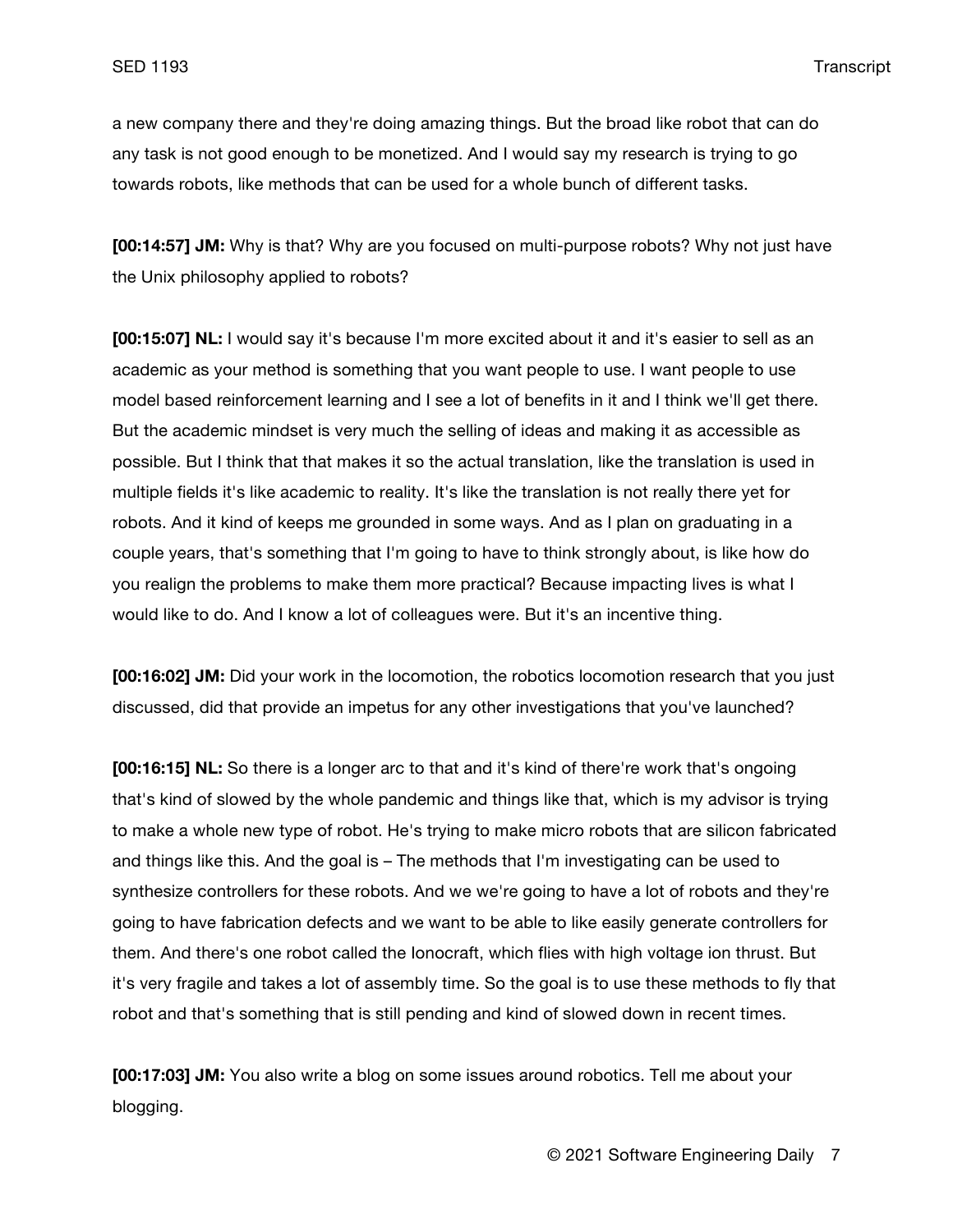a new company there and they're doing amazing things. But the broad like robot that can do any task is not good enough to be monetized. And I would say my research is trying to go towards robots, like methods that can be used for a whole bunch of different tasks.

**[00:14:57] JM:** Why is that? Why are you focused on multi-purpose robots? Why not just have the Unix philosophy applied to robots?

**[00:15:07] NL:** I would say it's because I'm more excited about it and it's easier to sell as an academic as your method is something that you want people to use. I want people to use model based reinforcement learning and I see a lot of benefits in it and I think we'll get there. But the academic mindset is very much the selling of ideas and making it as accessible as possible. But I think that that makes it so the actual translation, like the translation is used in multiple fields it's like academic to reality. It's like the translation is not really there yet for robots. And it kind of keeps me grounded in some ways. And as I plan on graduating in a couple years, that's something that I'm going to have to think strongly about, is like how do you realign the problems to make them more practical? Because impacting lives is what I would like to do. And I know a lot of colleagues were. But it's an incentive thing.

**[00:16:02] JM:** Did your work in the locomotion, the robotics locomotion research that you just discussed, did that provide an impetus for any other investigations that you've launched?

**[00:16:15] NL:** So there is a longer arc to that and it's kind of there're work that's ongoing that's kind of slowed by the whole pandemic and things like that, which is my advisor is trying to make a whole new type of robot. He's trying to make micro robots that are silicon fabricated and things like this. And the goal is – The methods that I'm investigating can be used to synthesize controllers for these robots. And we we're going to have a lot of robots and they're going to have fabrication defects and we want to be able to like easily generate controllers for them. And there's one robot called the Ionocraft, which flies with high voltage ion thrust. But it's very fragile and takes a lot of assembly time. So the goal is to use these methods to fly that robot and that's something that is still pending and kind of slowed down in recent times.

**[00:17:03] JM:** You also write a blog on some issues around robotics. Tell me about your blogging.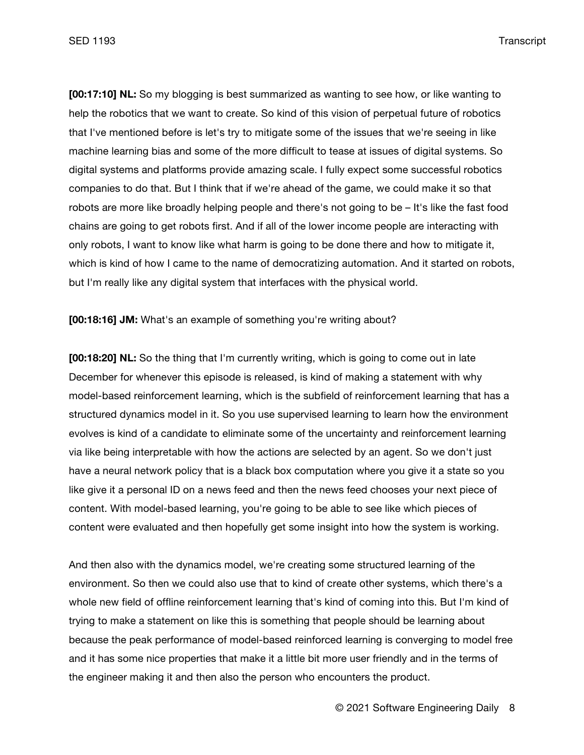**[00:17:10] NL:** So my blogging is best summarized as wanting to see how, or like wanting to help the robotics that we want to create. So kind of this vision of perpetual future of robotics that I've mentioned before is let's try to mitigate some of the issues that we're seeing in like machine learning bias and some of the more difficult to tease at issues of digital systems. So digital systems and platforms provide amazing scale. I fully expect some successful robotics companies to do that. But I think that if we're ahead of the game, we could make it so that robots are more like broadly helping people and there's not going to be – It's like the fast food chains are going to get robots first. And if all of the lower income people are interacting with only robots, I want to know like what harm is going to be done there and how to mitigate it, which is kind of how I came to the name of democratizing automation. And it started on robots, but I'm really like any digital system that interfaces with the physical world.

**[00:18:16] JM:** What's an example of something you're writing about?

**[00:18:20] NL:** So the thing that I'm currently writing, which is going to come out in late December for whenever this episode is released, is kind of making a statement with why model-based reinforcement learning, which is the subfield of reinforcement learning that has a structured dynamics model in it. So you use supervised learning to learn how the environment evolves is kind of a candidate to eliminate some of the uncertainty and reinforcement learning via like being interpretable with how the actions are selected by an agent. So we don't just have a neural network policy that is a black box computation where you give it a state so you like give it a personal ID on a news feed and then the news feed chooses your next piece of content. With model-based learning, you're going to be able to see like which pieces of content were evaluated and then hopefully get some insight into how the system is working.

And then also with the dynamics model, we're creating some structured learning of the environment. So then we could also use that to kind of create other systems, which there's a whole new field of offline reinforcement learning that's kind of coming into this. But I'm kind of trying to make a statement on like this is something that people should be learning about because the peak performance of model-based reinforced learning is converging to model free and it has some nice properties that make it a little bit more user friendly and in the terms of the engineer making it and then also the person who encounters the product.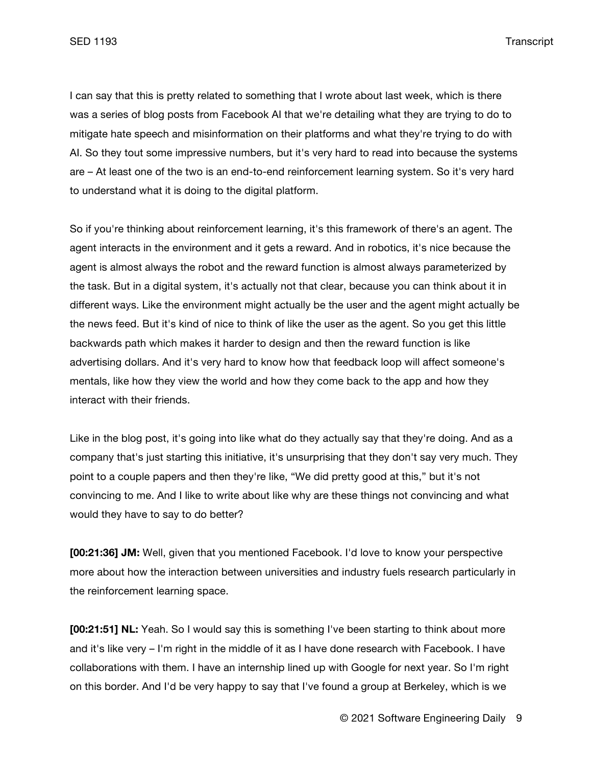I can say that this is pretty related to something that I wrote about last week, which is there was a series of blog posts from Facebook AI that we're detailing what they are trying to do to mitigate hate speech and misinformation on their platforms and what they're trying to do with AI. So they tout some impressive numbers, but it's very hard to read into because the systems are – At least one of the two is an end-to-end reinforcement learning system. So it's very hard to understand what it is doing to the digital platform.

So if you're thinking about reinforcement learning, it's this framework of there's an agent. The agent interacts in the environment and it gets a reward. And in robotics, it's nice because the agent is almost always the robot and the reward function is almost always parameterized by the task. But in a digital system, it's actually not that clear, because you can think about it in different ways. Like the environment might actually be the user and the agent might actually be the news feed. But it's kind of nice to think of like the user as the agent. So you get this little backwards path which makes it harder to design and then the reward function is like advertising dollars. And it's very hard to know how that feedback loop will affect someone's mentals, like how they view the world and how they come back to the app and how they interact with their friends.

Like in the blog post, it's going into like what do they actually say that they're doing. And as a company that's just starting this initiative, it's unsurprising that they don't say very much. They point to a couple papers and then they're like, "We did pretty good at this," but it's not convincing to me. And I like to write about like why are these things not convincing and what would they have to say to do better?

**[00:21:36] JM:** Well, given that you mentioned Facebook. I'd love to know your perspective more about how the interaction between universities and industry fuels research particularly in the reinforcement learning space.

**[00:21:51] NL:** Yeah. So I would say this is something I've been starting to think about more and it's like very – I'm right in the middle of it as I have done research with Facebook. I have collaborations with them. I have an internship lined up with Google for next year. So I'm right on this border. And I'd be very happy to say that I've found a group at Berkeley, which is we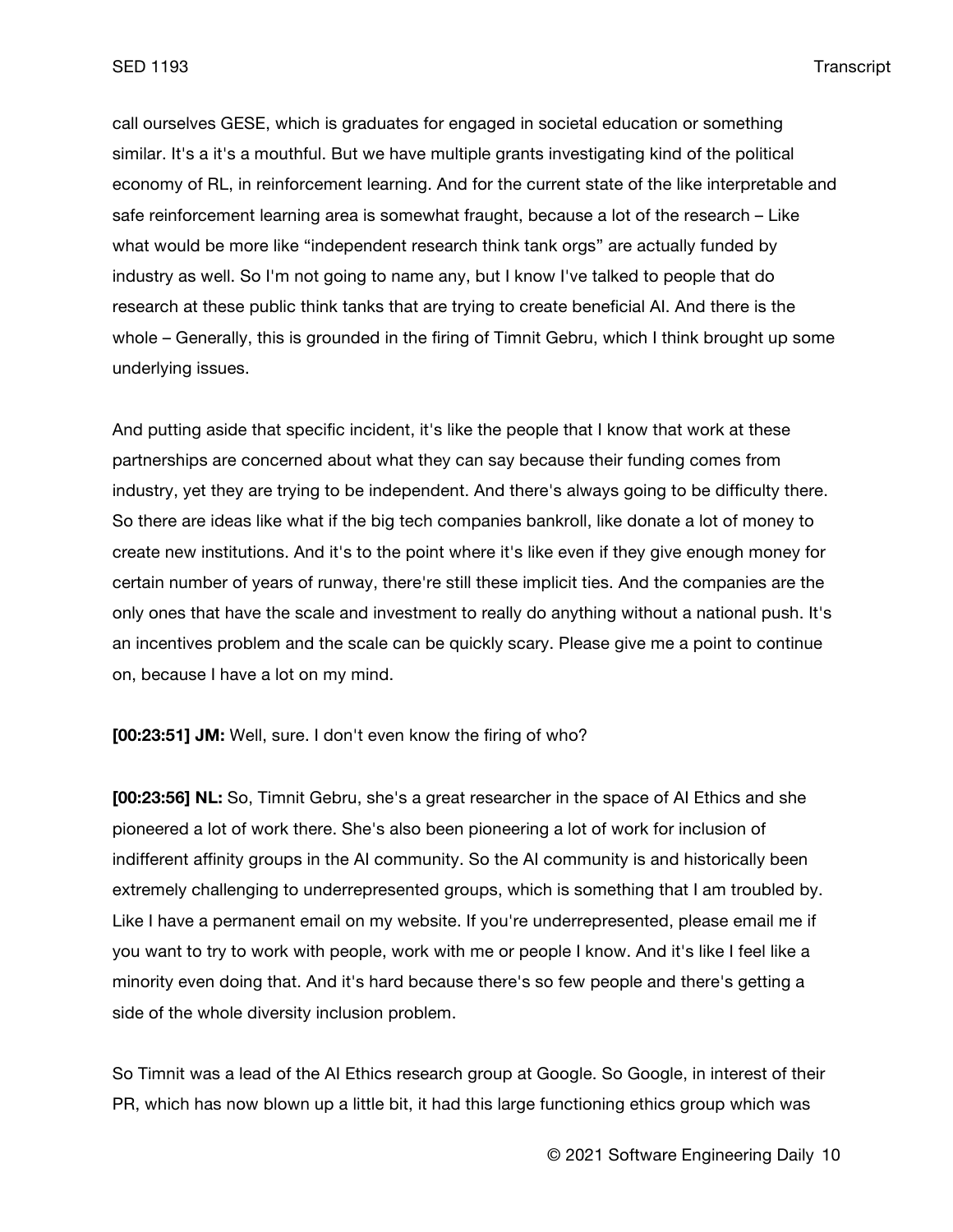call ourselves GESE, which is graduates for engaged in societal education or something similar. It's a it's a mouthful. But we have multiple grants investigating kind of the political economy of RL, in reinforcement learning. And for the current state of the like interpretable and safe reinforcement learning area is somewhat fraught, because a lot of the research – Like what would be more like "independent research think tank orgs" are actually funded by industry as well. So I'm not going to name any, but I know I've talked to people that do research at these public think tanks that are trying to create beneficial AI. And there is the whole – Generally, this is grounded in the firing of Timnit Gebru, which I think brought up some underlying issues.

And putting aside that specific incident, it's like the people that I know that work at these partnerships are concerned about what they can say because their funding comes from industry, yet they are trying to be independent. And there's always going to be difficulty there. So there are ideas like what if the big tech companies bankroll, like donate a lot of money to create new institutions. And it's to the point where it's like even if they give enough money for certain number of years of runway, there're still these implicit ties. And the companies are the only ones that have the scale and investment to really do anything without a national push. It's an incentives problem and the scale can be quickly scary. Please give me a point to continue on, because I have a lot on my mind.

**[00:23:51] JM:** Well, sure. I don't even know the firing of who?

**[00:23:56] NL:** So, Timnit Gebru, she's a great researcher in the space of AI Ethics and she pioneered a lot of work there. She's also been pioneering a lot of work for inclusion of indifferent affinity groups in the AI community. So the AI community is and historically been extremely challenging to underrepresented groups, which is something that I am troubled by. Like I have a permanent email on my website. If you're underrepresented, please email me if you want to try to work with people, work with me or people I know. And it's like I feel like a minority even doing that. And it's hard because there's so few people and there's getting a side of the whole diversity inclusion problem.

So Timnit was a lead of the AI Ethics research group at Google. So Google, in interest of their PR, which has now blown up a little bit, it had this large functioning ethics group which was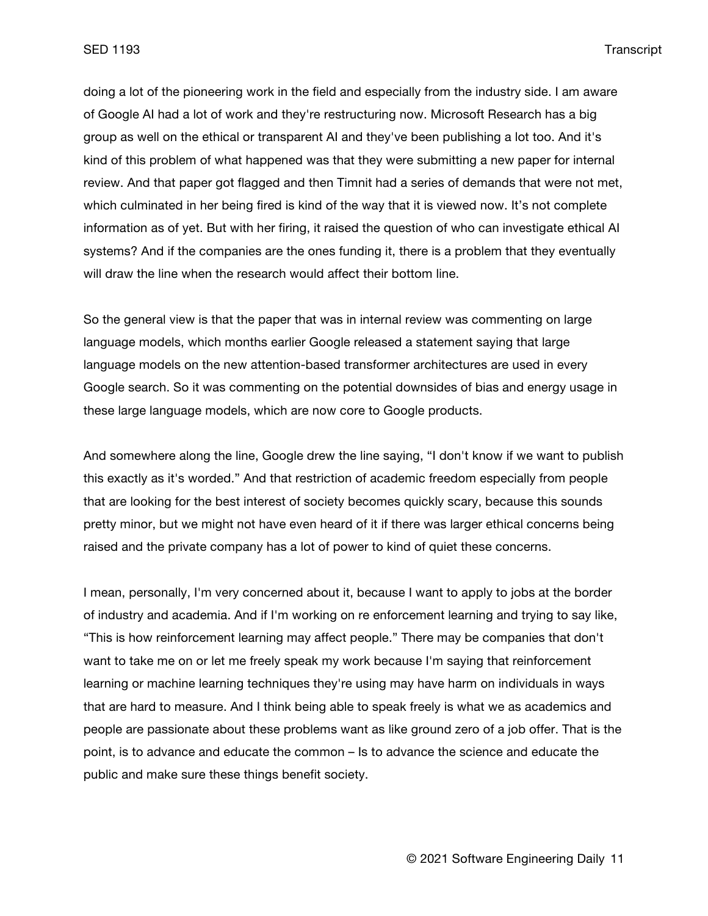doing a lot of the pioneering work in the field and especially from the industry side. I am aware of Google AI had a lot of work and they're restructuring now. Microsoft Research has a big group as well on the ethical or transparent AI and they've been publishing a lot too. And it's kind of this problem of what happened was that they were submitting a new paper for internal review. And that paper got flagged and then Timnit had a series of demands that were not met, which culminated in her being fired is kind of the way that it is viewed now. It's not complete information as of yet. But with her firing, it raised the question of who can investigate ethical AI systems? And if the companies are the ones funding it, there is a problem that they eventually will draw the line when the research would affect their bottom line.

So the general view is that the paper that was in internal review was commenting on large language models, which months earlier Google released a statement saying that large language models on the new attention-based transformer architectures are used in every Google search. So it was commenting on the potential downsides of bias and energy usage in these large language models, which are now core to Google products.

And somewhere along the line, Google drew the line saying, "I don't know if we want to publish this exactly as it's worded." And that restriction of academic freedom especially from people that are looking for the best interest of society becomes quickly scary, because this sounds pretty minor, but we might not have even heard of it if there was larger ethical concerns being raised and the private company has a lot of power to kind of quiet these concerns.

I mean, personally, I'm very concerned about it, because I want to apply to jobs at the border of industry and academia. And if I'm working on re enforcement learning and trying to say like, "This is how reinforcement learning may affect people." There may be companies that don't want to take me on or let me freely speak my work because I'm saying that reinforcement learning or machine learning techniques they're using may have harm on individuals in ways that are hard to measure. And I think being able to speak freely is what we as academics and people are passionate about these problems want as like ground zero of a job offer. That is the point, is to advance and educate the common – Is to advance the science and educate the public and make sure these things benefit society.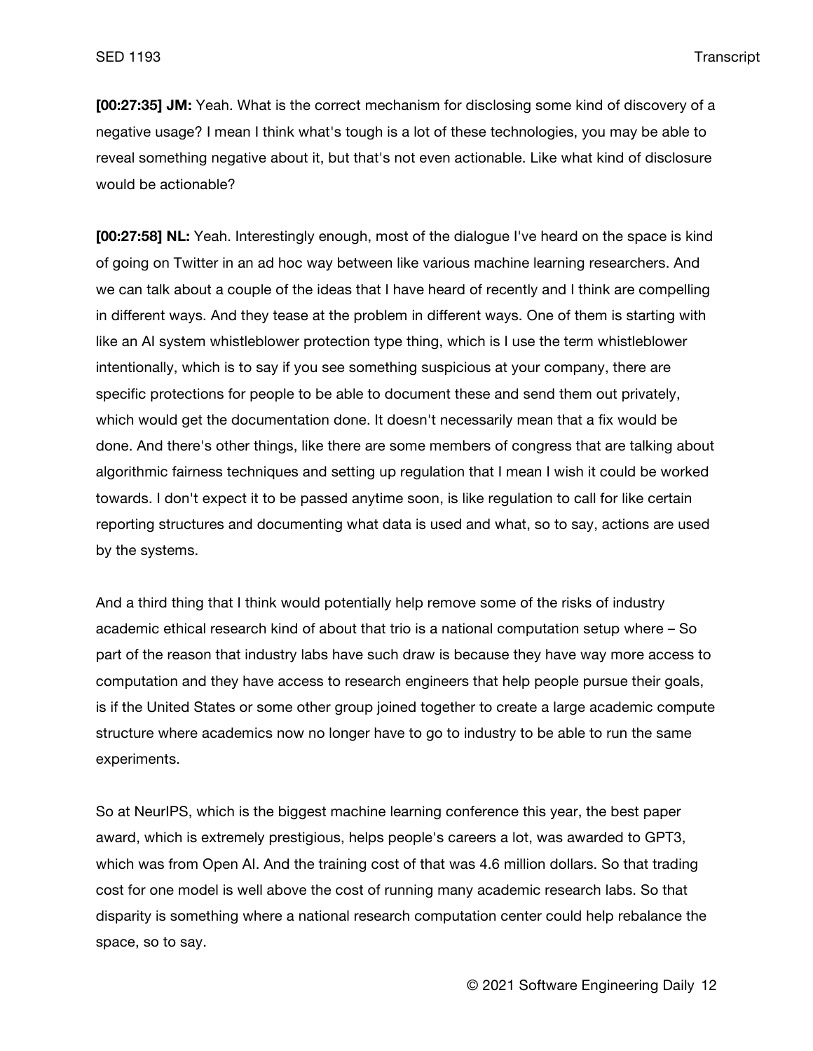**[00:27:35] JM:** Yeah. What is the correct mechanism for disclosing some kind of discovery of a negative usage? I mean I think what's tough is a lot of these technologies, you may be able to reveal something negative about it, but that's not even actionable. Like what kind of disclosure would be actionable?

**[00:27:58] NL:** Yeah. Interestingly enough, most of the dialogue I've heard on the space is kind of going on Twitter in an ad hoc way between like various machine learning researchers. And we can talk about a couple of the ideas that I have heard of recently and I think are compelling in different ways. And they tease at the problem in different ways. One of them is starting with like an AI system whistleblower protection type thing, which is I use the term whistleblower intentionally, which is to say if you see something suspicious at your company, there are specific protections for people to be able to document these and send them out privately, which would get the documentation done. It doesn't necessarily mean that a fix would be done. And there's other things, like there are some members of congress that are talking about algorithmic fairness techniques and setting up regulation that I mean I wish it could be worked towards. I don't expect it to be passed anytime soon, is like regulation to call for like certain reporting structures and documenting what data is used and what, so to say, actions are used by the systems.

And a third thing that I think would potentially help remove some of the risks of industry academic ethical research kind of about that trio is a national computation setup where – So part of the reason that industry labs have such draw is because they have way more access to computation and they have access to research engineers that help people pursue their goals, is if the United States or some other group joined together to create a large academic compute structure where academics now no longer have to go to industry to be able to run the same experiments.

So at NeurIPS, which is the biggest machine learning conference this year, the best paper award, which is extremely prestigious, helps people's careers a lot, was awarded to GPT3, which was from Open AI. And the training cost of that was 4.6 million dollars. So that trading cost for one model is well above the cost of running many academic research labs. So that disparity is something where a national research computation center could help rebalance the space, so to say.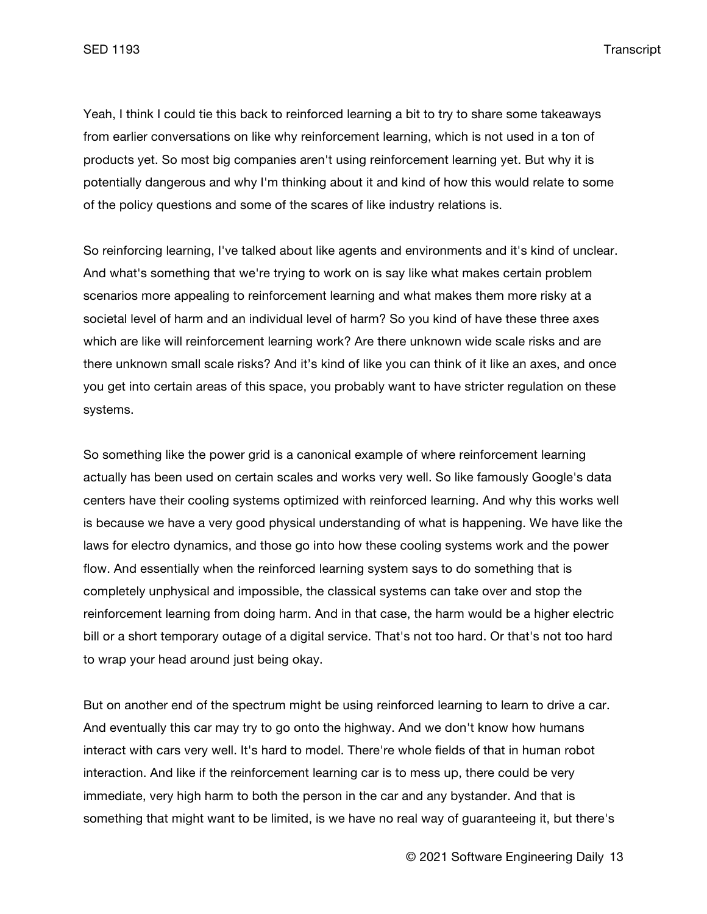Yeah, I think I could tie this back to reinforced learning a bit to try to share some takeaways from earlier conversations on like why reinforcement learning, which is not used in a ton of products yet. So most big companies aren't using reinforcement learning yet. But why it is potentially dangerous and why I'm thinking about it and kind of how this would relate to some of the policy questions and some of the scares of like industry relations is.

So reinforcing learning, I've talked about like agents and environments and it's kind of unclear. And what's something that we're trying to work on is say like what makes certain problem scenarios more appealing to reinforcement learning and what makes them more risky at a societal level of harm and an individual level of harm? So you kind of have these three axes which are like will reinforcement learning work? Are there unknown wide scale risks and are there unknown small scale risks? And it's kind of like you can think of it like an axes, and once you get into certain areas of this space, you probably want to have stricter regulation on these systems.

So something like the power grid is a canonical example of where reinforcement learning actually has been used on certain scales and works very well. So like famously Google's data centers have their cooling systems optimized with reinforced learning. And why this works well is because we have a very good physical understanding of what is happening. We have like the laws for electro dynamics, and those go into how these cooling systems work and the power flow. And essentially when the reinforced learning system says to do something that is completely unphysical and impossible, the classical systems can take over and stop the reinforcement learning from doing harm. And in that case, the harm would be a higher electric bill or a short temporary outage of a digital service. That's not too hard. Or that's not too hard to wrap your head around just being okay.

But on another end of the spectrum might be using reinforced learning to learn to drive a car. And eventually this car may try to go onto the highway. And we don't know how humans interact with cars very well. It's hard to model. There're whole fields of that in human robot interaction. And like if the reinforcement learning car is to mess up, there could be very immediate, very high harm to both the person in the car and any bystander. And that is something that might want to be limited, is we have no real way of guaranteeing it, but there's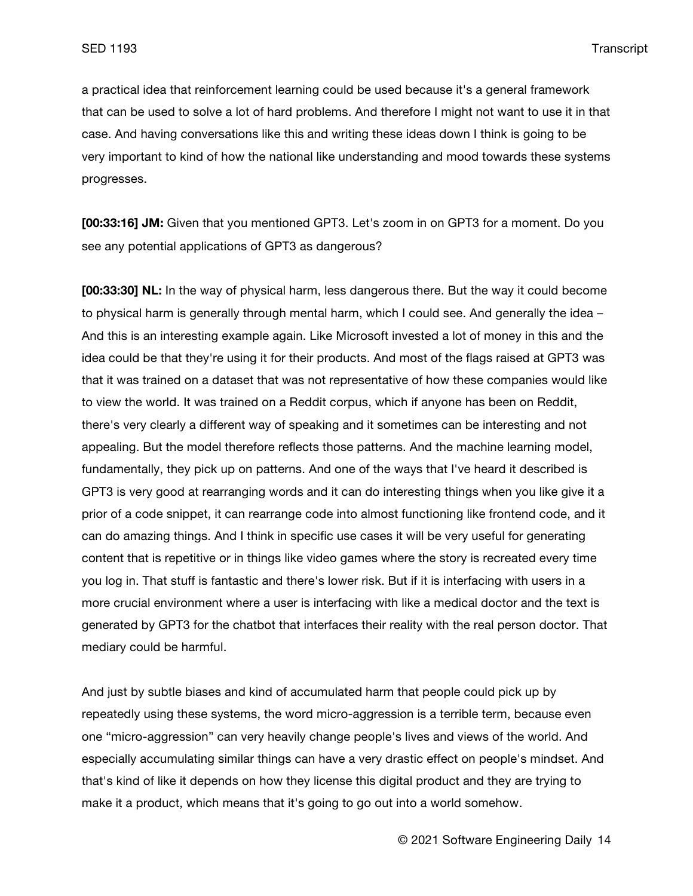a practical idea that reinforcement learning could be used because it's a general framework that can be used to solve a lot of hard problems. And therefore I might not want to use it in that case. And having conversations like this and writing these ideas down I think is going to be very important to kind of how the national like understanding and mood towards these systems progresses.

**[00:33:16] JM:** Given that you mentioned GPT3. Let's zoom in on GPT3 for a moment. Do you see any potential applications of GPT3 as dangerous?

**[00:33:30] NL:** In the way of physical harm, less dangerous there. But the way it could become to physical harm is generally through mental harm, which I could see. And generally the idea – And this is an interesting example again. Like Microsoft invested a lot of money in this and the idea could be that they're using it for their products. And most of the flags raised at GPT3 was that it was trained on a dataset that was not representative of how these companies would like to view the world. It was trained on a Reddit corpus, which if anyone has been on Reddit, there's very clearly a different way of speaking and it sometimes can be interesting and not appealing. But the model therefore reflects those patterns. And the machine learning model, fundamentally, they pick up on patterns. And one of the ways that I've heard it described is GPT3 is very good at rearranging words and it can do interesting things when you like give it a prior of a code snippet, it can rearrange code into almost functioning like frontend code, and it can do amazing things. And I think in specific use cases it will be very useful for generating content that is repetitive or in things like video games where the story is recreated every time you log in. That stuff is fantastic and there's lower risk. But if it is interfacing with users in a more crucial environment where a user is interfacing with like a medical doctor and the text is generated by GPT3 for the chatbot that interfaces their reality with the real person doctor. That mediary could be harmful.

And just by subtle biases and kind of accumulated harm that people could pick up by repeatedly using these systems, the word micro-aggression is a terrible term, because even one "micro-aggression" can very heavily change people's lives and views of the world. And especially accumulating similar things can have a very drastic effect on people's mindset. And that's kind of like it depends on how they license this digital product and they are trying to make it a product, which means that it's going to go out into a world somehow.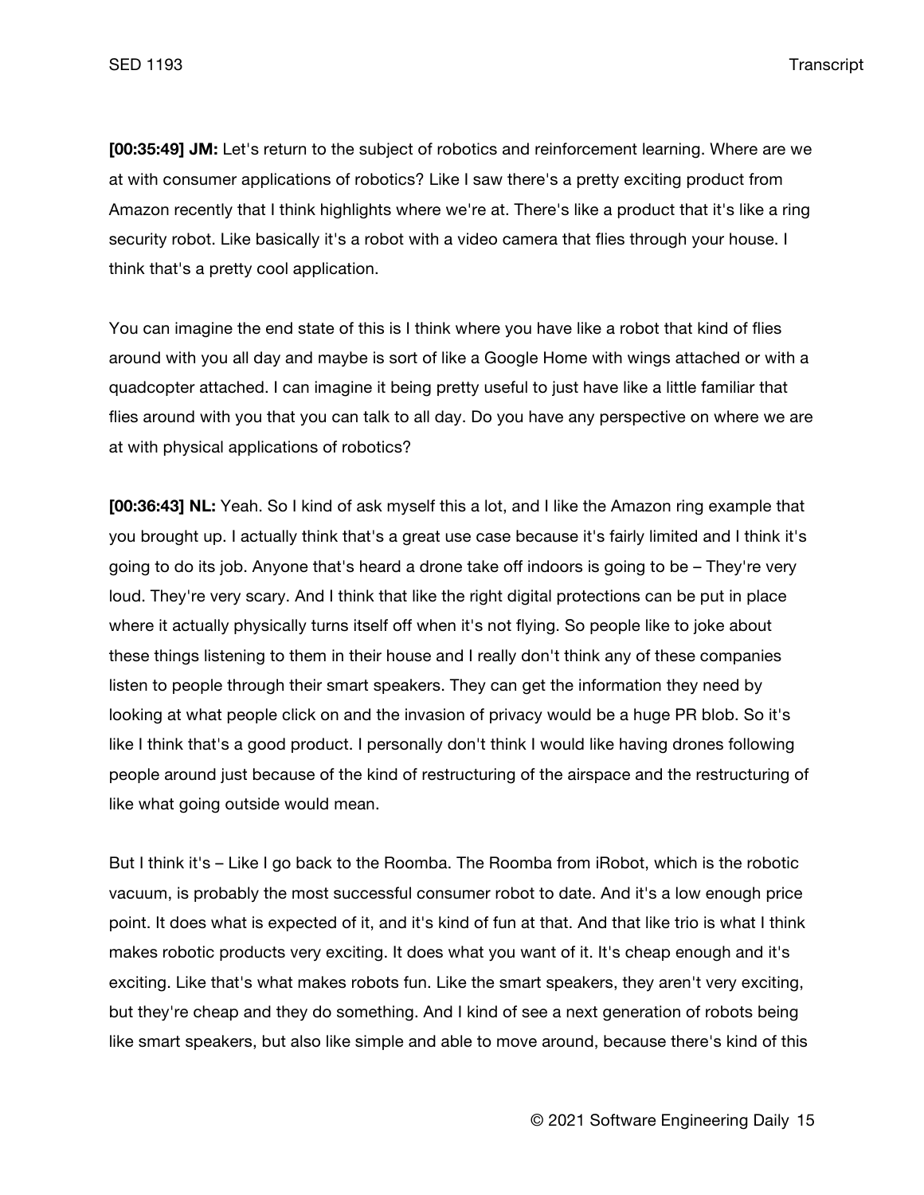**[00:35:49] JM:** Let's return to the subject of robotics and reinforcement learning. Where are we at with consumer applications of robotics? Like I saw there's a pretty exciting product from Amazon recently that I think highlights where we're at. There's like a product that it's like a ring security robot. Like basically it's a robot with a video camera that flies through your house. I think that's a pretty cool application.

You can imagine the end state of this is I think where you have like a robot that kind of flies around with you all day and maybe is sort of like a Google Home with wings attached or with a quadcopter attached. I can imagine it being pretty useful to just have like a little familiar that flies around with you that you can talk to all day. Do you have any perspective on where we are at with physical applications of robotics?

**[00:36:43] NL:** Yeah. So I kind of ask myself this a lot, and I like the Amazon ring example that you brought up. I actually think that's a great use case because it's fairly limited and I think it's going to do its job. Anyone that's heard a drone take off indoors is going to be – They're very loud. They're very scary. And I think that like the right digital protections can be put in place where it actually physically turns itself off when it's not flying. So people like to joke about these things listening to them in their house and I really don't think any of these companies listen to people through their smart speakers. They can get the information they need by looking at what people click on and the invasion of privacy would be a huge PR blob. So it's like I think that's a good product. I personally don't think I would like having drones following people around just because of the kind of restructuring of the airspace and the restructuring of like what going outside would mean.

But I think it's – Like I go back to the Roomba. The Roomba from iRobot, which is the robotic vacuum, is probably the most successful consumer robot to date. And it's a low enough price point. It does what is expected of it, and it's kind of fun at that. And that like trio is what I think makes robotic products very exciting. It does what you want of it. It's cheap enough and it's exciting. Like that's what makes robots fun. Like the smart speakers, they aren't very exciting, but they're cheap and they do something. And I kind of see a next generation of robots being like smart speakers, but also like simple and able to move around, because there's kind of this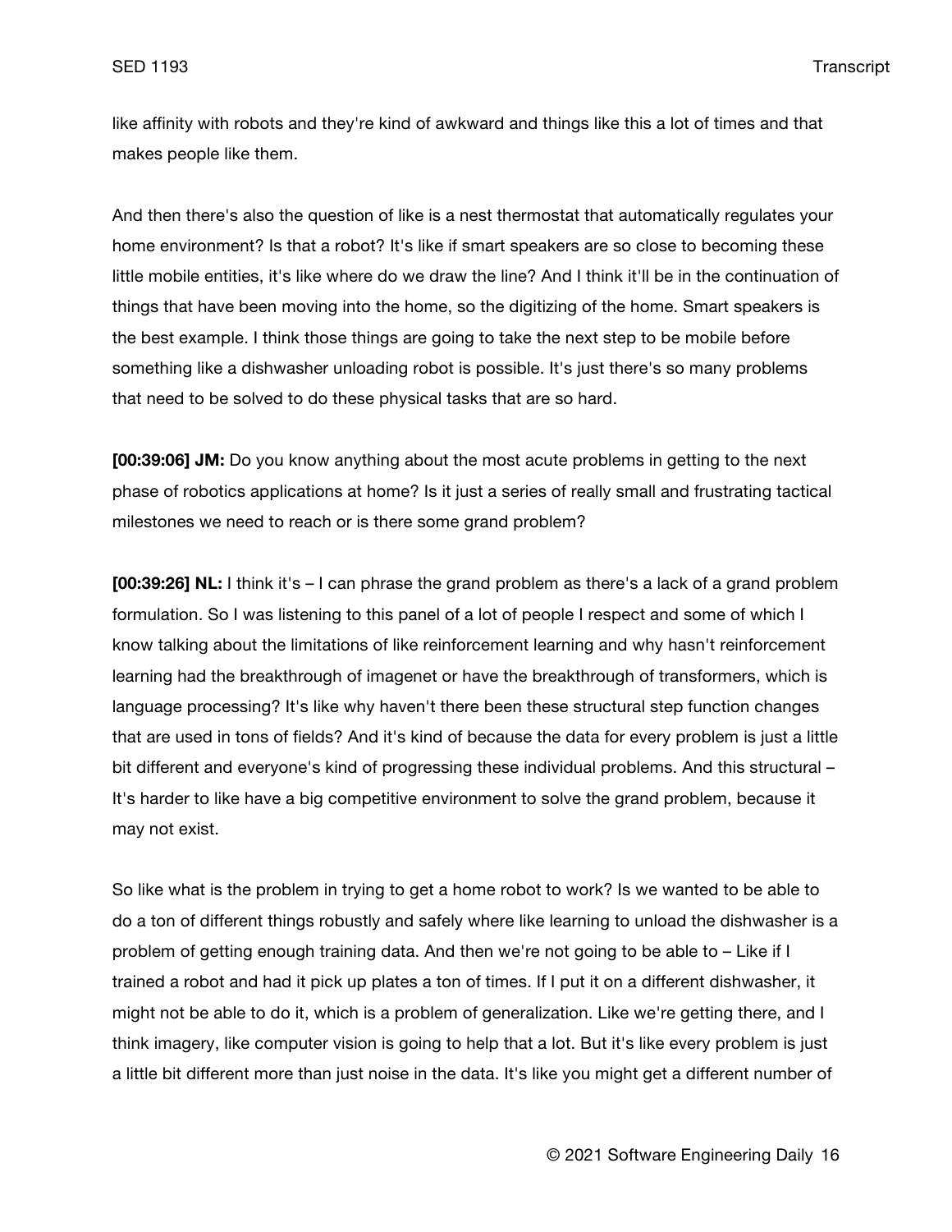like affinity with robots and they're kind of awkward and things like this a lot of times and that makes people like them.

And then there's also the question of like is a nest thermostat that automatically regulates your home environment? Is that a robot? It's like if smart speakers are so close to becoming these little mobile entities, it's like where do we draw the line? And I think it'll be in the continuation of things that have been moving into the home, so the digitizing of the home. Smart speakers is the best example. I think those things are going to take the next step to be mobile before something like a dishwasher unloading robot is possible. It's just there's so many problems that need to be solved to do these physical tasks that are so hard.

**[00:39:06] JM:** Do you know anything about the most acute problems in getting to the next phase of robotics applications at home? Is it just a series of really small and frustrating tactical milestones we need to reach or is there some grand problem?

**[00:39:26] NL:** I think it's – I can phrase the grand problem as there's a lack of a grand problem formulation. So I was listening to this panel of a lot of people I respect and some of which I know talking about the limitations of like reinforcement learning and why hasn't reinforcement learning had the breakthrough of imagenet or have the breakthrough of transformers, which is language processing? It's like why haven't there been these structural step function changes that are used in tons of fields? And it's kind of because the data for every problem is just a little bit different and everyone's kind of progressing these individual problems. And this structural – It's harder to like have a big competitive environment to solve the grand problem, because it may not exist.

So like what is the problem in trying to get a home robot to work? Is we wanted to be able to do a ton of different things robustly and safely where like learning to unload the dishwasher is a problem of getting enough training data. And then we're not going to be able to – Like if I trained a robot and had it pick up plates a ton of times. If I put it on a different dishwasher, it might not be able to do it, which is a problem of generalization. Like we're getting there, and I think imagery, like computer vision is going to help that a lot. But it's like every problem is just a little bit different more than just noise in the data. It's like you might get a different number of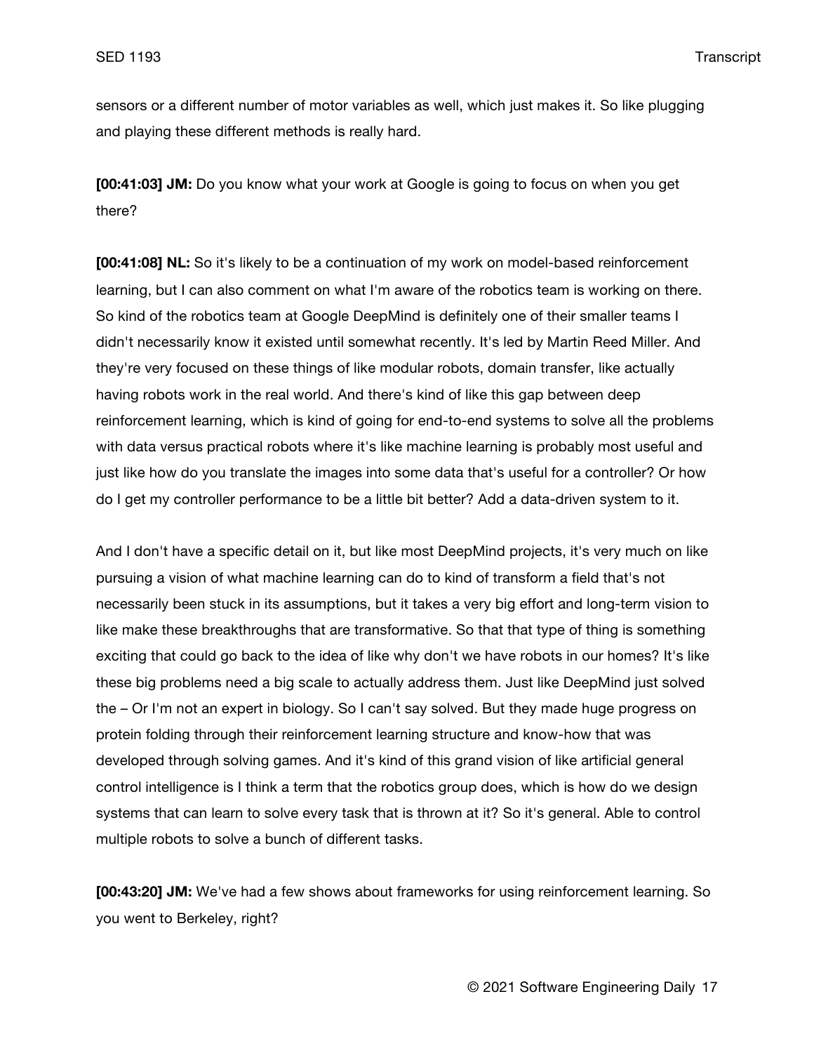sensors or a different number of motor variables as well, which just makes it. So like plugging and playing these different methods is really hard.

**[00:41:03] JM:** Do you know what your work at Google is going to focus on when you get there?

**[00:41:08] NL:** So it's likely to be a continuation of my work on model-based reinforcement learning, but I can also comment on what I'm aware of the robotics team is working on there. So kind of the robotics team at Google DeepMind is definitely one of their smaller teams I didn't necessarily know it existed until somewhat recently. It's led by Martin Reed Miller. And they're very focused on these things of like modular robots, domain transfer, like actually having robots work in the real world. And there's kind of like this gap between deep reinforcement learning, which is kind of going for end-to-end systems to solve all the problems with data versus practical robots where it's like machine learning is probably most useful and just like how do you translate the images into some data that's useful for a controller? Or how do I get my controller performance to be a little bit better? Add a data-driven system to it.

And I don't have a specific detail on it, but like most DeepMind projects, it's very much on like pursuing a vision of what machine learning can do to kind of transform a field that's not necessarily been stuck in its assumptions, but it takes a very big effort and long-term vision to like make these breakthroughs that are transformative. So that that type of thing is something exciting that could go back to the idea of like why don't we have robots in our homes? It's like these big problems need a big scale to actually address them. Just like DeepMind just solved the – Or I'm not an expert in biology. So I can't say solved. But they made huge progress on protein folding through their reinforcement learning structure and know-how that was developed through solving games. And it's kind of this grand vision of like artificial general control intelligence is I think a term that the robotics group does, which is how do we design systems that can learn to solve every task that is thrown at it? So it's general. Able to control multiple robots to solve a bunch of different tasks.

**[00:43:20] JM:** We've had a few shows about frameworks for using reinforcement learning. So you went to Berkeley, right?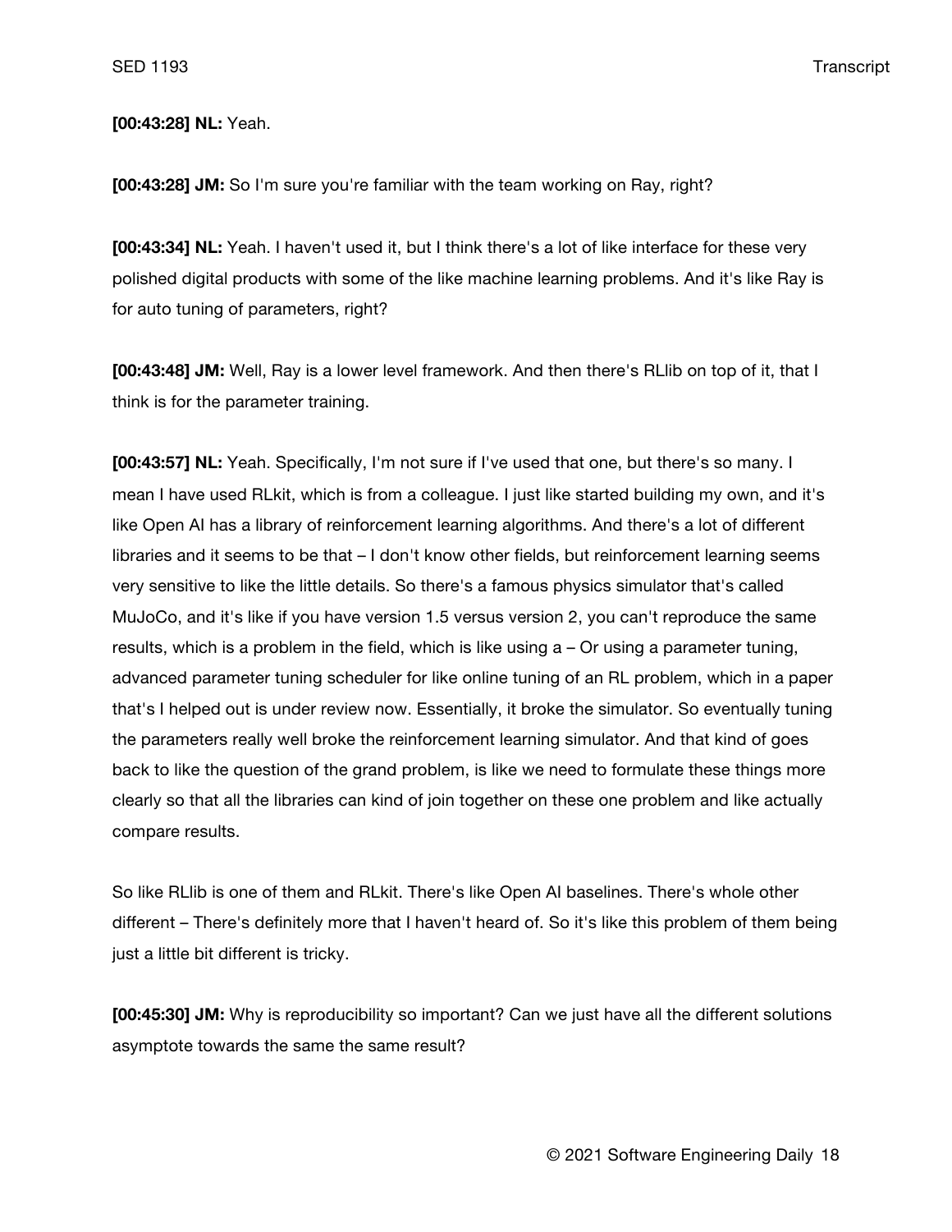**[00:43:28] NL:** Yeah.

**[00:43:28] JM:** So I'm sure you're familiar with the team working on Ray, right?

**[00:43:34] NL:** Yeah. I haven't used it, but I think there's a lot of like interface for these very polished digital products with some of the like machine learning problems. And it's like Ray is for auto tuning of parameters, right?

**[00:43:48] JM:** Well, Ray is a lower level framework. And then there's RLlib on top of it, that I think is for the parameter training.

**[00:43:57] NL:** Yeah. Specifically, I'm not sure if I've used that one, but there's so many. I mean I have used RLkit, which is from a colleague. I just like started building my own, and it's like Open AI has a library of reinforcement learning algorithms. And there's a lot of different libraries and it seems to be that – I don't know other fields, but reinforcement learning seems very sensitive to like the little details. So there's a famous physics simulator that's called MuJoCo, and it's like if you have version 1.5 versus version 2, you can't reproduce the same results, which is a problem in the field, which is like using a – Or using a parameter tuning, advanced parameter tuning scheduler for like online tuning of an RL problem, which in a paper that's I helped out is under review now. Essentially, it broke the simulator. So eventually tuning the parameters really well broke the reinforcement learning simulator. And that kind of goes back to like the question of the grand problem, is like we need to formulate these things more clearly so that all the libraries can kind of join together on these one problem and like actually compare results.

So like RLlib is one of them and RLkit. There's like Open AI baselines. There's whole other different – There's definitely more that I haven't heard of. So it's like this problem of them being just a little bit different is tricky.

**[00:45:30] JM:** Why is reproducibility so important? Can we just have all the different solutions asymptote towards the same the same result?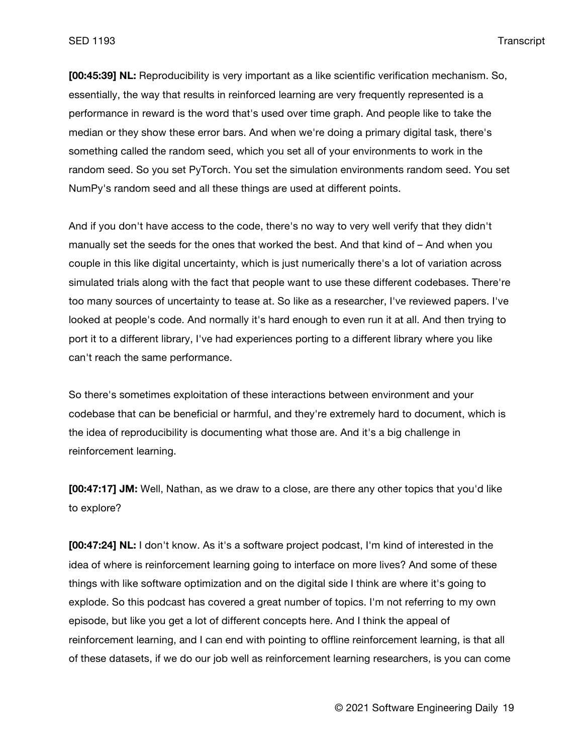**[00:45:39] NL:** Reproducibility is very important as a like scientific verification mechanism. So, essentially, the way that results in reinforced learning are very frequently represented is a performance in reward is the word that's used over time graph. And people like to take the median or they show these error bars. And when we're doing a primary digital task, there's something called the random seed, which you set all of your environments to work in the random seed. So you set PyTorch. You set the simulation environments random seed. You set NumPy's random seed and all these things are used at different points.

And if you don't have access to the code, there's no way to very well verify that they didn't manually set the seeds for the ones that worked the best. And that kind of – And when you couple in this like digital uncertainty, which is just numerically there's a lot of variation across simulated trials along with the fact that people want to use these different codebases. There're too many sources of uncertainty to tease at. So like as a researcher, I've reviewed papers. I've looked at people's code. And normally it's hard enough to even run it at all. And then trying to port it to a different library, I've had experiences porting to a different library where you like can't reach the same performance.

So there's sometimes exploitation of these interactions between environment and your codebase that can be beneficial or harmful, and they're extremely hard to document, which is the idea of reproducibility is documenting what those are. And it's a big challenge in reinforcement learning.

**[00:47:17] JM:** Well, Nathan, as we draw to a close, are there any other topics that you'd like to explore?

**[00:47:24] NL:** I don't know. As it's a software project podcast, I'm kind of interested in the idea of where is reinforcement learning going to interface on more lives? And some of these things with like software optimization and on the digital side I think are where it's going to explode. So this podcast has covered a great number of topics. I'm not referring to my own episode, but like you get a lot of different concepts here. And I think the appeal of reinforcement learning, and I can end with pointing to offline reinforcement learning, is that all of these datasets, if we do our job well as reinforcement learning researchers, is you can come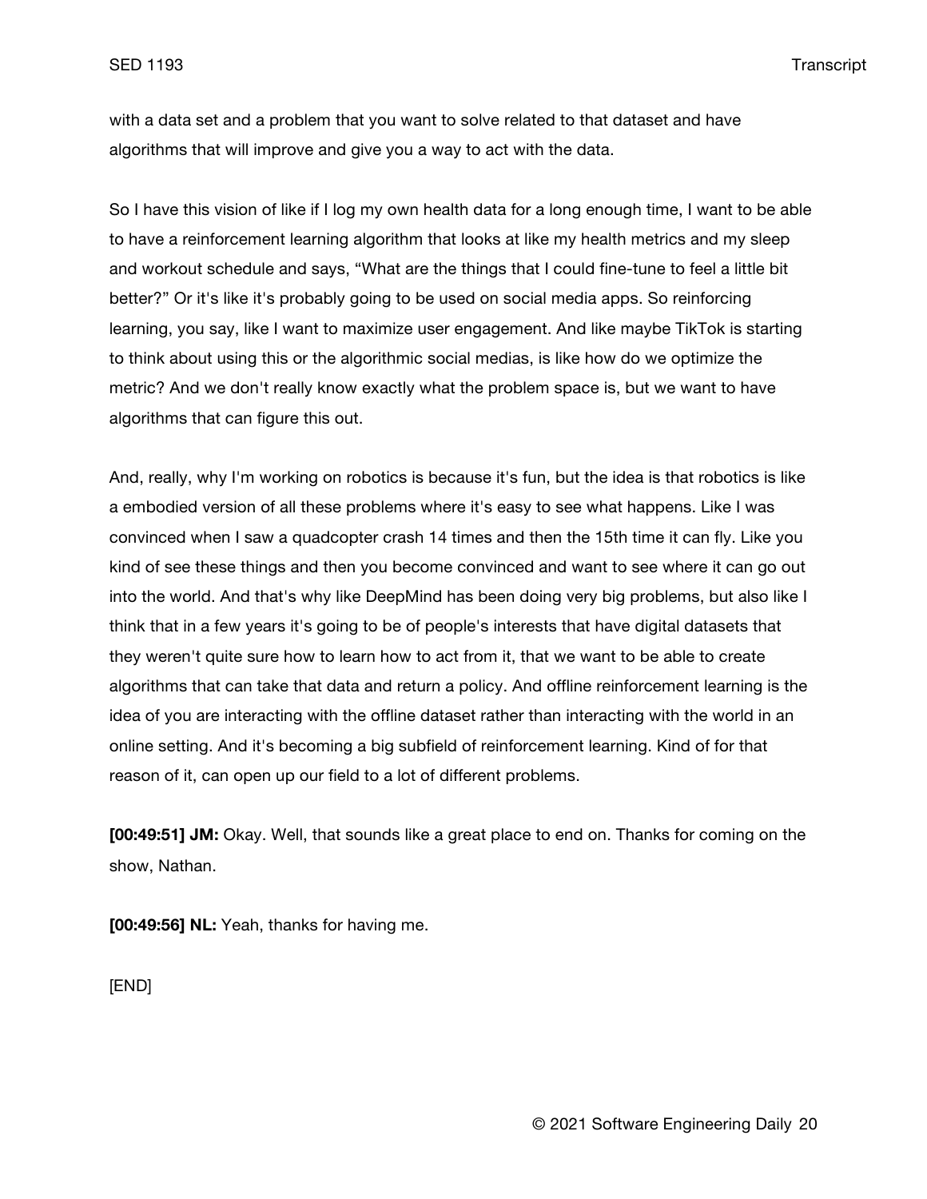with a data set and a problem that you want to solve related to that dataset and have algorithms that will improve and give you a way to act with the data.

So I have this vision of like if I log my own health data for a long enough time, I want to be able to have a reinforcement learning algorithm that looks at like my health metrics and my sleep and workout schedule and says, "What are the things that I could fine-tune to feel a little bit better?" Or it's like it's probably going to be used on social media apps. So reinforcing learning, you say, like I want to maximize user engagement. And like maybe TikTok is starting to think about using this or the algorithmic social medias, is like how do we optimize the metric? And we don't really know exactly what the problem space is, but we want to have algorithms that can figure this out.

And, really, why I'm working on robotics is because it's fun, but the idea is that robotics is like a embodied version of all these problems where it's easy to see what happens. Like I was convinced when I saw a quadcopter crash 14 times and then the 15th time it can fly. Like you kind of see these things and then you become convinced and want to see where it can go out into the world. And that's why like DeepMind has been doing very big problems, but also like I think that in a few years it's going to be of people's interests that have digital datasets that they weren't quite sure how to learn how to act from it, that we want to be able to create algorithms that can take that data and return a policy. And offline reinforcement learning is the idea of you are interacting with the offline dataset rather than interacting with the world in an online setting. And it's becoming a big subfield of reinforcement learning. Kind of for that reason of it, can open up our field to a lot of different problems.

**[00:49:51] JM:** Okay. Well, that sounds like a great place to end on. Thanks for coming on the show, Nathan.

**[00:49:56] NL:** Yeah, thanks for having me.

[END]